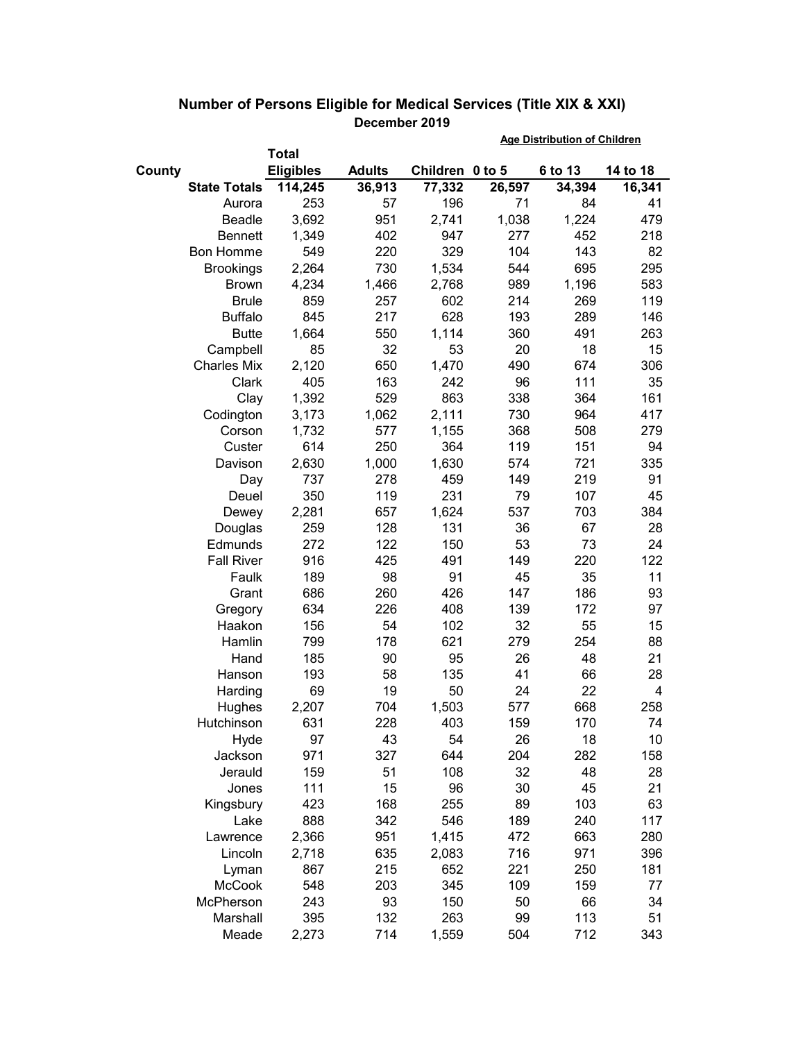## Number of Persons Eligible for Medical Services (Title XIX & XXI)

**December 2019**

| County | Total Eligibles | Adults | Children | Age Distribution of Children: 0 to 5 | 6 to 13 | 14 to 18 |
|---|---|---|---|---|---|---|
| **State Totals** | **114,245** | **36,913** | **77,332** | **26,597** | **34,394** | **16,341** |
| Aurora | 253 | 57 | 196 | 71 | 84 | 41 |
| Beadle | 3,692 | 951 | 2,741 | 1,038 | 1,224 | 479 |
| Bennett | 1,349 | 402 | 947 | 277 | 452 | 218 |
| Bon Homme | 549 | 220 | 329 | 104 | 143 | 82 |
| Brookings | 2,264 | 730 | 1,534 | 544 | 695 | 295 |
| Brown | 4,234 | 1,466 | 2,768 | 989 | 1,196 | 583 |
| Brule | 859 | 257 | 602 | 214 | 269 | 119 |
| Buffalo | 845 | 217 | 628 | 193 | 289 | 146 |
| Butte | 1,664 | 550 | 1,114 | 360 | 491 | 263 |
| Campbell | 85 | 32 | 53 | 20 | 18 | 15 |
| Charles Mix | 2,120 | 650 | 1,470 | 490 | 674 | 306 |
| Clark | 405 | 163 | 242 | 96 | 111 | 35 |
| Clay | 1,392 | 529 | 863 | 338 | 364 | 161 |
| Codington | 3,173 | 1,062 | 2,111 | 730 | 964 | 417 |
| Corson | 1,732 | 577 | 1,155 | 368 | 508 | 279 |
| Custer | 614 | 250 | 364 | 119 | 151 | 94 |
| Davison | 2,630 | 1,000 | 1,630 | 574 | 721 | 335 |
| Day | 737 | 278 | 459 | 149 | 219 | 91 |
| Deuel | 350 | 119 | 231 | 79 | 107 | 45 |
| Dewey | 2,281 | 657 | 1,624 | 537 | 703 | 384 |
| Douglas | 259 | 128 | 131 | 36 | 67 | 28 |
| Edmunds | 272 | 122 | 150 | 53 | 73 | 24 |
| Fall River | 916 | 425 | 491 | 149 | 220 | 122 |
| Faulk | 189 | 98 | 91 | 45 | 35 | 11 |
| Grant | 686 | 260 | 426 | 147 | 186 | 93 |
| Gregory | 634 | 226 | 408 | 139 | 172 | 97 |
| Haakon | 156 | 54 | 102 | 32 | 55 | 15 |
| Hamlin | 799 | 178 | 621 | 279 | 254 | 88 |
| Hand | 185 | 90 | 95 | 26 | 48 | 21 |
| Hanson | 193 | 58 | 135 | 41 | 66 | 28 |
| Harding | 69 | 19 | 50 | 24 | 22 | 4 |
| Hughes | 2,207 | 704 | 1,503 | 577 | 668 | 258 |
| Hutchinson | 631 | 228 | 403 | 159 | 170 | 74 |
| Hyde | 97 | 43 | 54 | 26 | 18 | 10 |
| Jackson | 971 | 327 | 644 | 204 | 282 | 158 |
| Jerauld | 159 | 51 | 108 | 32 | 48 | 28 |
| Jones | 111 | 15 | 96 | 30 | 45 | 21 |
| Kingsbury | 423 | 168 | 255 | 89 | 103 | 63 |
| Lake | 888 | 342 | 546 | 189 | 240 | 117 |
| Lawrence | 2,366 | 951 | 1,415 | 472 | 663 | 280 |
| Lincoln | 2,718 | 635 | 2,083 | 716 | 971 | 396 |
| Lyman | 867 | 215 | 652 | 221 | 250 | 181 |
| McCook | 548 | 203 | 345 | 109 | 159 | 77 |
| McPherson | 243 | 93 | 150 | 50 | 66 | 34 |
| Marshall | 395 | 132 | 263 | 99 | 113 | 51 |
| Meade | 2,273 | 714 | 1,559 | 504 | 712 | 343 |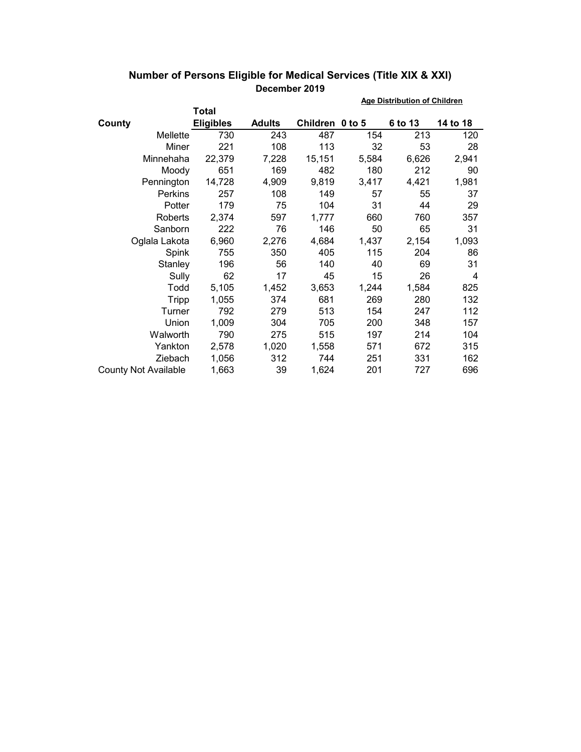## Number of Persons Eligible for Medical Services (Title XIX & XXI)

**December 2019**

| County | Total Eligibles | Adults | Children | Age Distribution of Children 0 to 5 | 6 to 13 | 14 to 18 |
|---|---|---|---|---|---|---|
| Mellette | 730 | 243 | 487 | 154 | 213 | 120 |
| Miner | 221 | 108 | 113 | 32 | 53 | 28 |
| Minnehaha | 22,379 | 7,228 | 15,151 | 5,584 | 6,626 | 2,941 |
| Moody | 651 | 169 | 482 | 180 | 212 | 90 |
| Pennington | 14,728 | 4,909 | 9,819 | 3,417 | 4,421 | 1,981 |
| Perkins | 257 | 108 | 149 | 57 | 55 | 37 |
| Potter | 179 | 75 | 104 | 31 | 44 | 29 |
| Roberts | 2,374 | 597 | 1,777 | 660 | 760 | 357 |
| Sanborn | 222 | 76 | 146 | 50 | 65 | 31 |
| Oglala Lakota | 6,960 | 2,276 | 4,684 | 1,437 | 2,154 | 1,093 |
| Spink | 755 | 350 | 405 | 115 | 204 | 86 |
| Stanley | 196 | 56 | 140 | 40 | 69 | 31 |
| Sully | 62 | 17 | 45 | 15 | 26 | 4 |
| Todd | 5,105 | 1,452 | 3,653 | 1,244 | 1,584 | 825 |
| Tripp | 1,055 | 374 | 681 | 269 | 280 | 132 |
| Turner | 792 | 279 | 513 | 154 | 247 | 112 |
| Union | 1,009 | 304 | 705 | 200 | 348 | 157 |
| Walworth | 790 | 275 | 515 | 197 | 214 | 104 |
| Yankton | 2,578 | 1,020 | 1,558 | 571 | 672 | 315 |
| Ziebach | 1,056 | 312 | 744 | 251 | 331 | 162 |
| County Not Available | 1,663 | 39 | 1,624 | 201 | 727 | 696 |